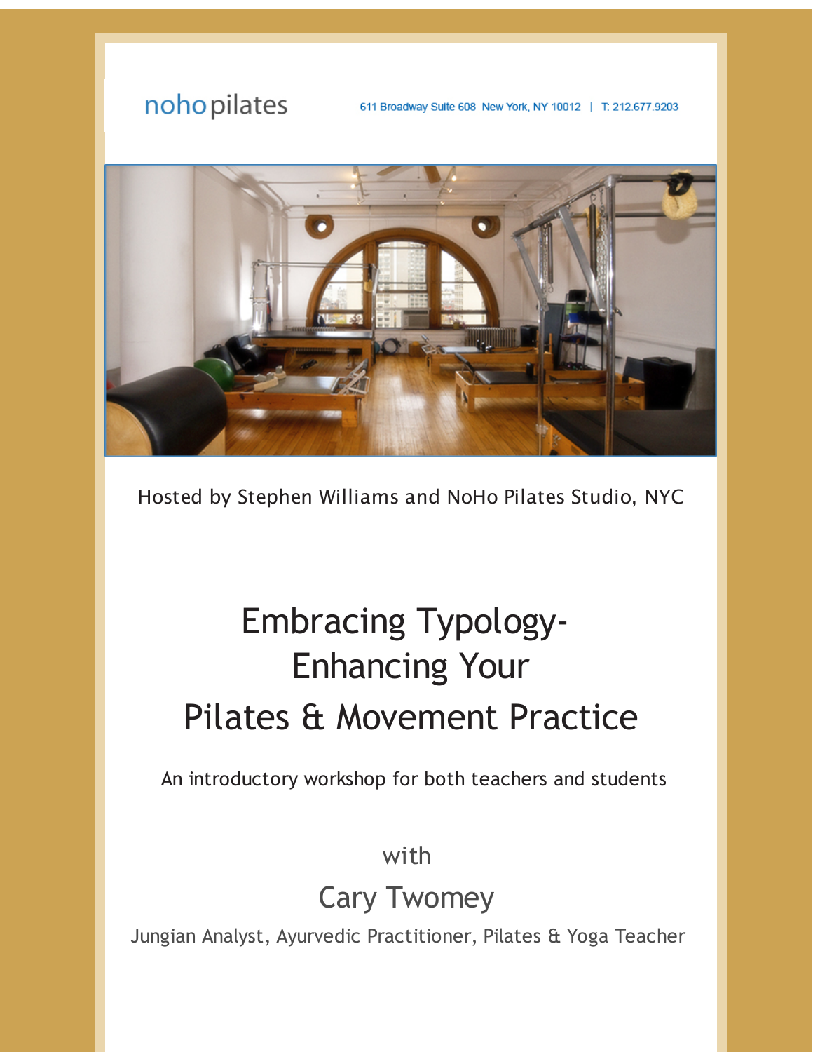nohopilates

611 Broadway Suite 608 New York, NY 10012 | T: 212.677.9203

Hosted by Stephen Williams and NoHo Pilates Studio, NYC

# Embracing Typology- Enhancing Your Pilates & Movement Practice

An introductory workshop for both teachers and students

with

## Cary Twomey

Jungian Analyst, Ayurvedic Practitioner, Pilates & Yoga Teacher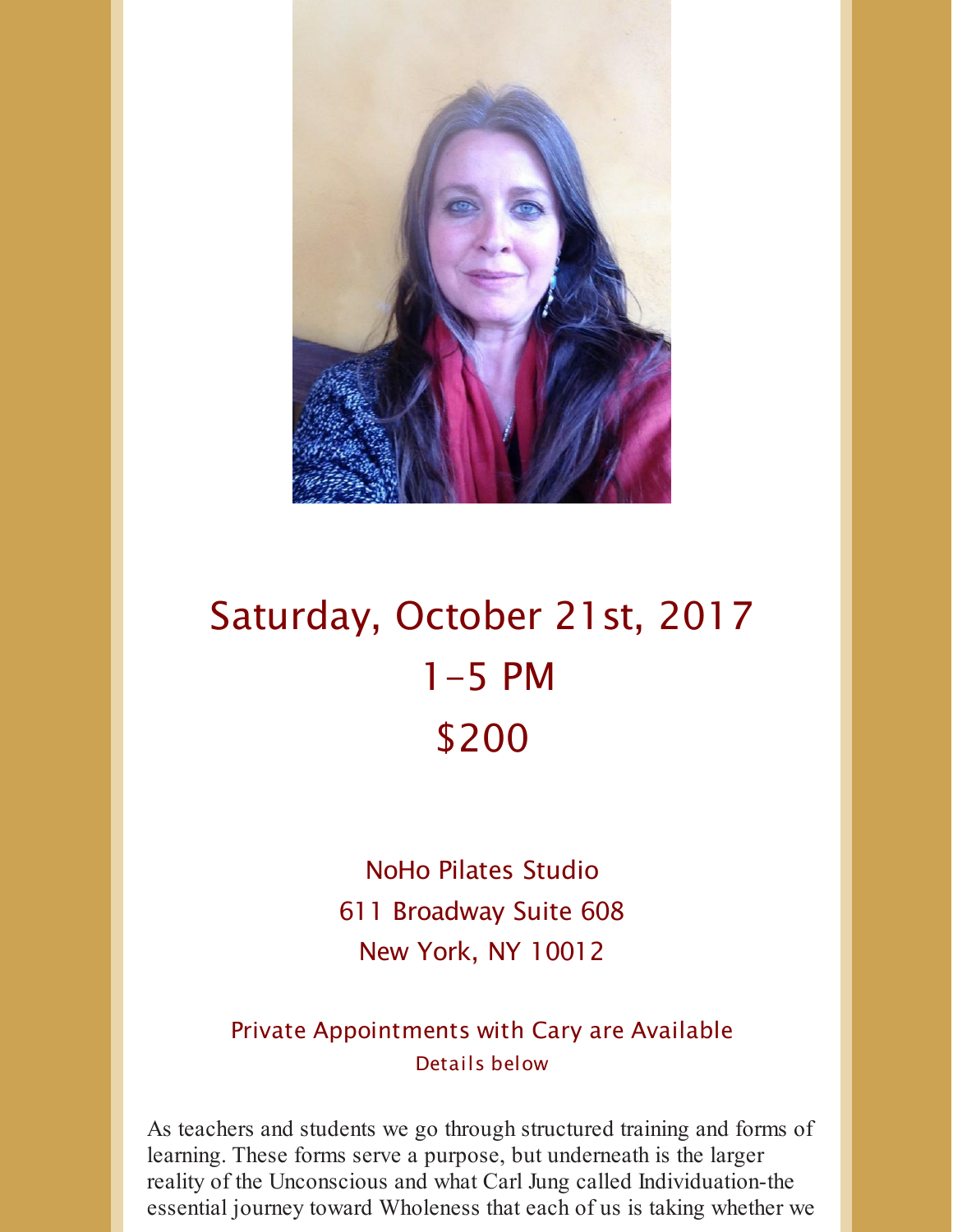## Saturday, October 21st, 2017
## 1-5 PM
## $200

NoHo Pilates Studio
611 Broadway Suite 608
New York, NY 10012

Private Appointments with Cary are Available
Details below

As teachers and students we go through structured training and forms of learning. These forms serve a purpose, but underneath is the larger reality of the Unconscious and what Carl Jung called Individuation-the essential journey toward Wholeness that each of us is taking whether we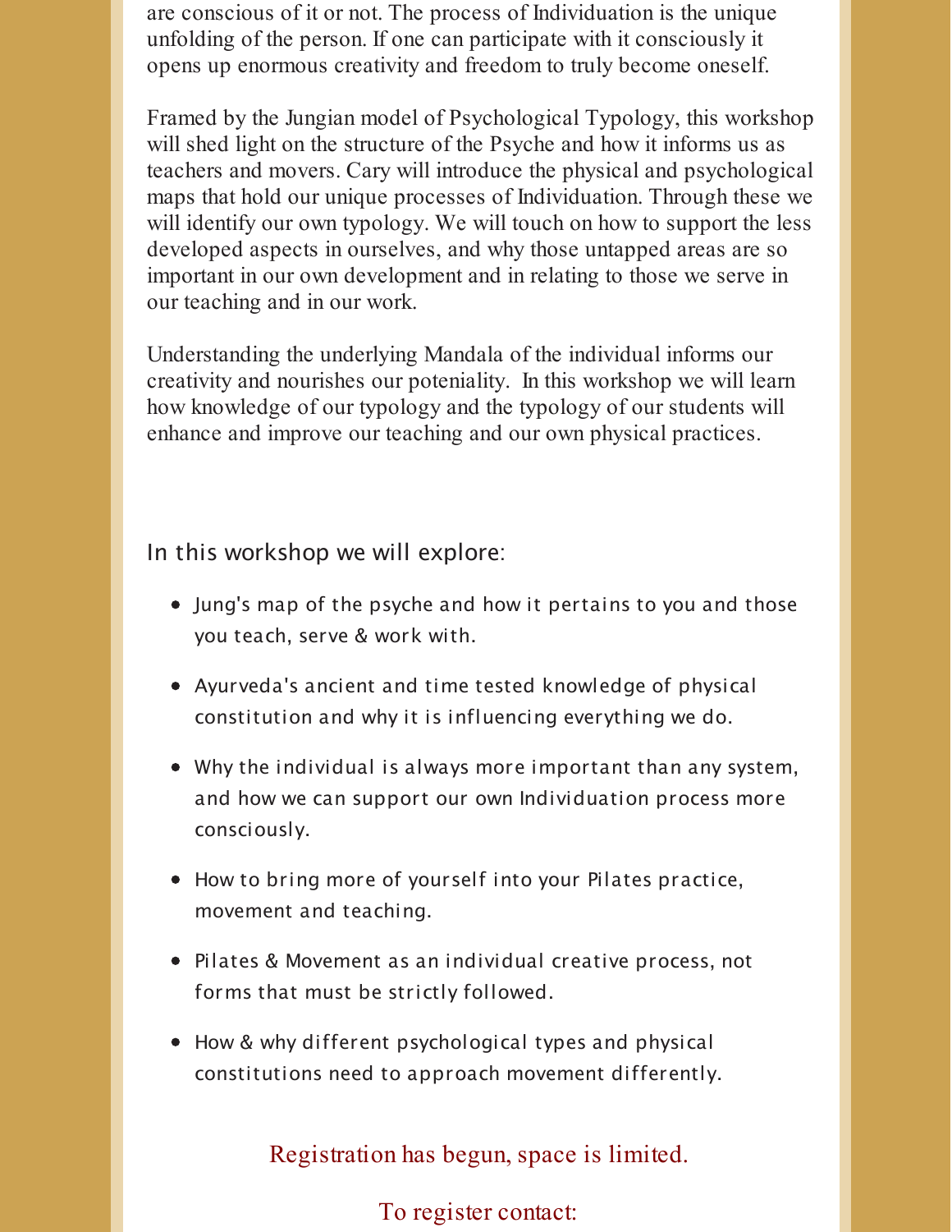are conscious of it or not. The process of Individuation is the unique unfolding of the person. If one can participate with it consciously it opens up enormous creativity and freedom to truly become oneself.

Framed by the Jungian model of Psychological Typology, this workshop will shed light on the structure of the Psyche and how it informs us as teachers and movers. Cary will introduce the physical and psychological maps that hold our unique processes of Individuation. Through these we will identify our own typology. We will touch on how to support the less developed aspects in ourselves, and why those untapped areas are so important in our own development and in relating to those we serve in our teaching and in our work.

Understanding the underlying Mandala of the individual informs our creativity and nourishes our poteniality. In this workshop we will learn how knowledge of our typology and the typology of our students will enhance and improve our teaching and our own physical practices.

In this workshop we will explore:

- Jung's map of the psyche and how it pertains to you and those you teach, serve & work with.
- Ayurveda's ancient and time tested knowledge of physical constitution and why it is influencing everything we do.
- Why the individual is always more important than any system, and how we can support our own Individuation process more consciously.
- How to bring more of yourself into your Pilates practice, movement and teaching.
- Pilates & Movement as an individual creative process, not forms that must be strictly followed.
- How & why different psychological types and physical constitutions need to approach movement differently.

Registration has begun, space is limited.

To register contact: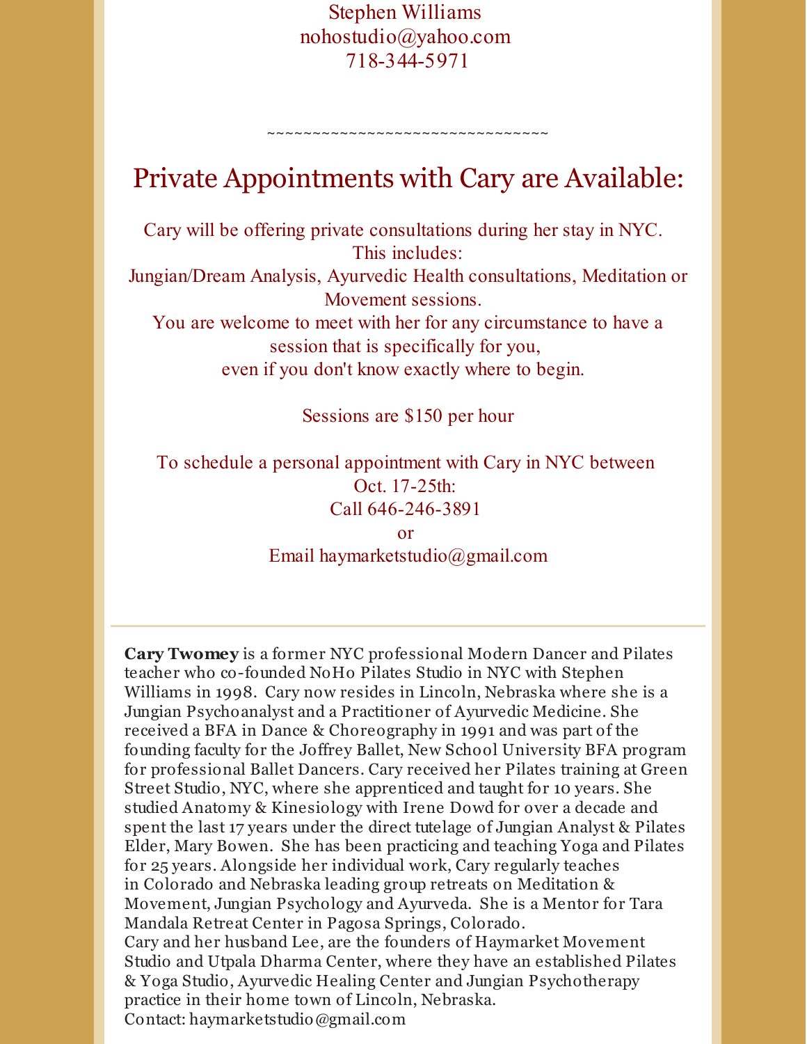Stephen Williams
nohostudio@yahoo.com
718-344-5971

~~~~~~~~~~~~~~~~~~~~~~~~~~~~~~~~

## Private Appointments with Cary are Available:

Cary will be offering private consultations during her stay in NYC.
This includes:
Jungian/Dream Analysis, Ayurvedic Health consultations, Meditation or Movement sessions.
You are welcome to meet with her for any circumstance to have a session that is specifically for you,
even if you don't know exactly where to begin.

Sessions are $150 per hour

To schedule a personal appointment with Cary in NYC between Oct. 17-25th:
Call 646-246-3891
or
Email haymarketstudio@gmail.com

---

**Cary Twomey** is a former NYC professional Modern Dancer and Pilates teacher who co-founded NoHo Pilates Studio in NYC with Stephen Williams in 1998. Cary now resides in Lincoln, Nebraska where she is a Jungian Psychoanalyst and a Practitioner of Ayurvedic Medicine. She received a BFA in Dance & Choreography in 1991 and was part of the founding faculty for the Joffrey Ballet, New School University BFA program for professional Ballet Dancers. Cary received her Pilates training at Green Street Studio, NYC, where she apprenticed and taught for 10 years. She studied Anatomy & Kinesiology with Irene Dowd for over a decade and spent the last 17 years under the direct tutelage of Jungian Analyst & Pilates Elder, Mary Bowen. She has been practicing and teaching Yoga and Pilates for 25 years. Alongside her individual work, Cary regularly teaches in Colorado and Nebraska leading group retreats on Meditation & Movement, Jungian Psychology and Ayurveda. She is a Mentor for Tara Mandala Retreat Center in Pagosa Springs, Colorado.
Cary and her husband Lee, are the founders of Haymarket Movement Studio and Utpala Dharma Center, where they have an established Pilates & Yoga Studio, Ayurvedic Healing Center and Jungian Psychotherapy practice in their home town of Lincoln, Nebraska.
Contact: haymarketstudio@gmail.com